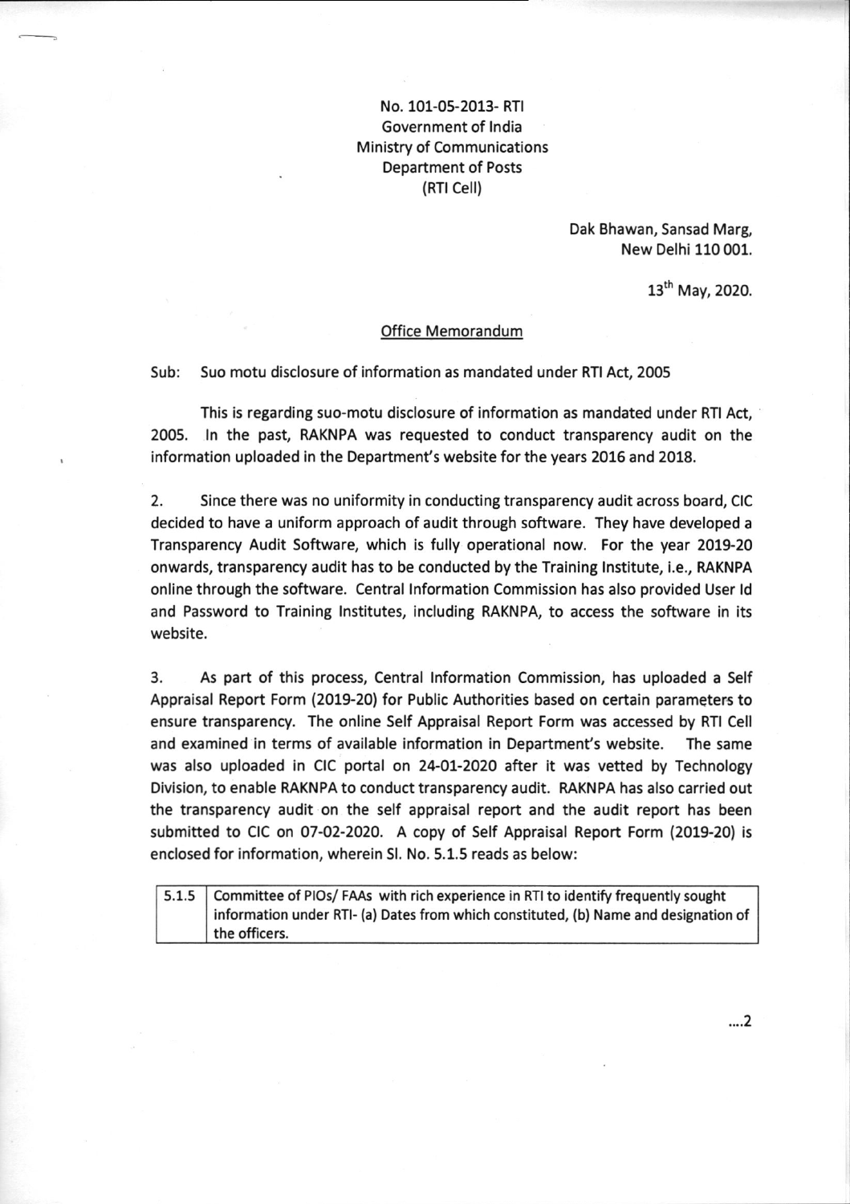No. 101-05-2013- RTI
Government of India
Ministry of Communications
Department of Posts
(RTI Cell)

Dak Bhawan, Sansad Marg,
New Delhi 110 001.

13th May, 2020.

## Office Memorandum

Sub: Suo motu disclosure of information as mandated under RTI Act, 2005

This is regarding suo-motu disclosure of information as mandated under RTI Act, 2005. In the past, RAKNPA was requested to conduct transparency audit on the information uploaded in the Department's website for the years 2016 and 2018.

2. Since there was no uniformity in conducting transparency audit across board, CIC decided to have a uniform approach of audit through software. They have developed a Transparency Audit Software, which is fully operational now. For the year 2019-20 onwards, transparency audit has to be conducted by the Training Institute, i.e., RAKNPA online through the software. Central Information Commission has also provided User Id and Password to Training Institutes, including RAKNPA, to access the software in its website.

3. As part of this process, Central Information Commission, has uploaded a Self Appraisal Report Form (2019-20) for Public Authorities based on certain parameters to ensure transparency. The online Self Appraisal Report Form was accessed by RTI Cell and examined in terms of available information in Department's website. The same was also uploaded in CIC portal on 24-01-2020 after it was vetted by Technology Division, to enable RAKNPA to conduct transparency audit. RAKNPA has also carried out the transparency audit on the self appraisal report and the audit report has been submitted to CIC on 07-02-2020. A copy of Self Appraisal Report Form (2019-20) is enclosed for information, wherein Sl. No. 5.1.5 reads as below:

| | |
|---|---|
| 5.1.5 | Committee of PIOs/ FAAs with rich experience in RTI to identify frequently sought information under RTI- (a) Dates from which constituted, (b) Name and designation of the officers. |

....2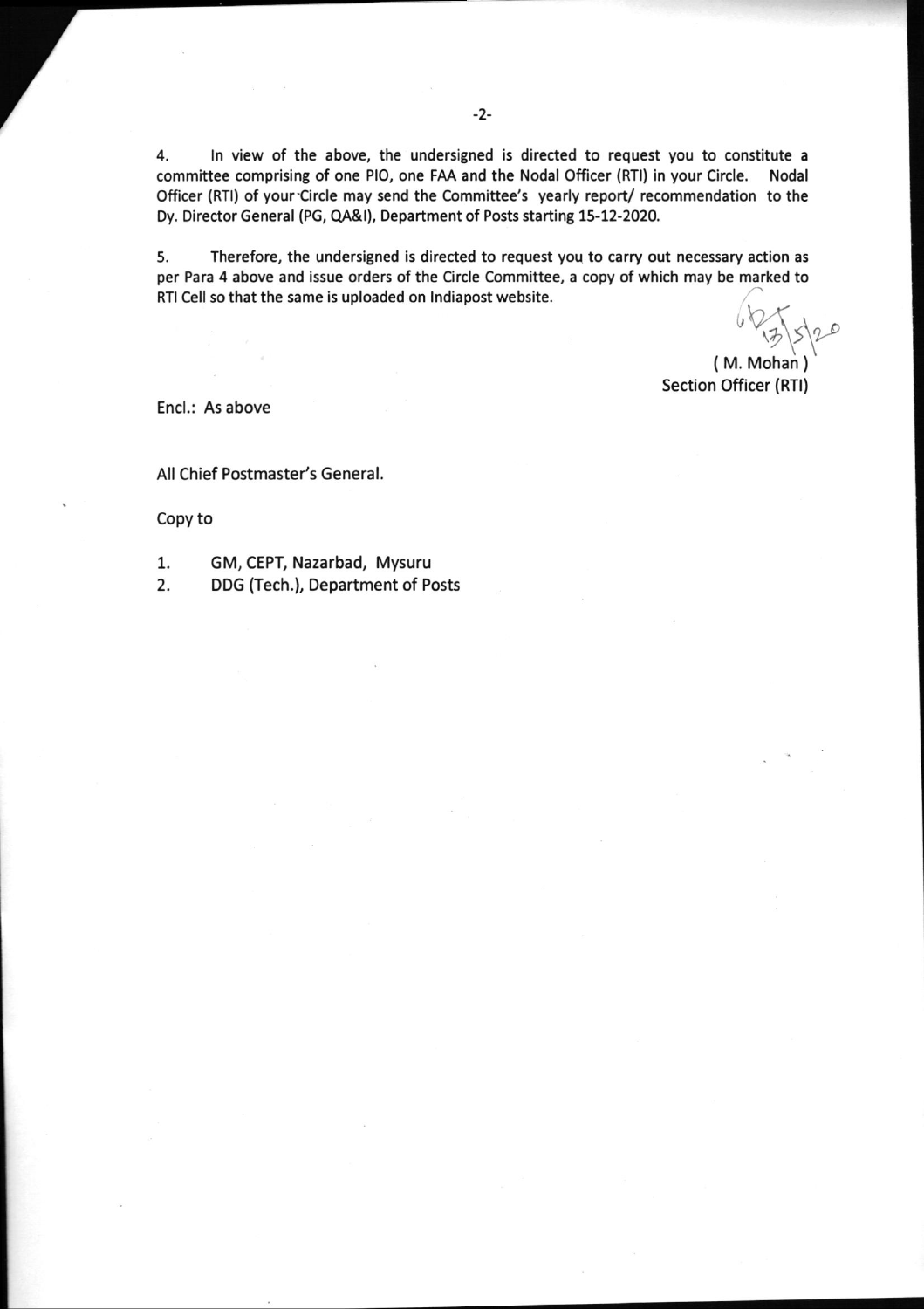4. In view of the above, the undersigned is directed to request you to constitute a committee comprising of one PIO, one FAA and the Nodal Officer (RTI) in your Circle. Nodal Officer (RTI) of your Circle may send the Committee's yearly report/ recommendation to the Dy. Director General (PG, QA&I), Department of Posts starting 15-12-2020.

5. Therefore, the undersigned is directed to request you to carry out necessary action as per Para 4 above and issue orders of the Circle Committee, a copy of which may be marked to RTI Cell so that the same is uploaded on Indiapost website.

13/5/20

( M. Mohan )
Section Officer (RTI)

Encl.: As above

All Chief Postmaster's General.

Copy to

1. GM, CEPT, Nazarbad, Mysuru
2. DDG (Tech.), Department of Posts